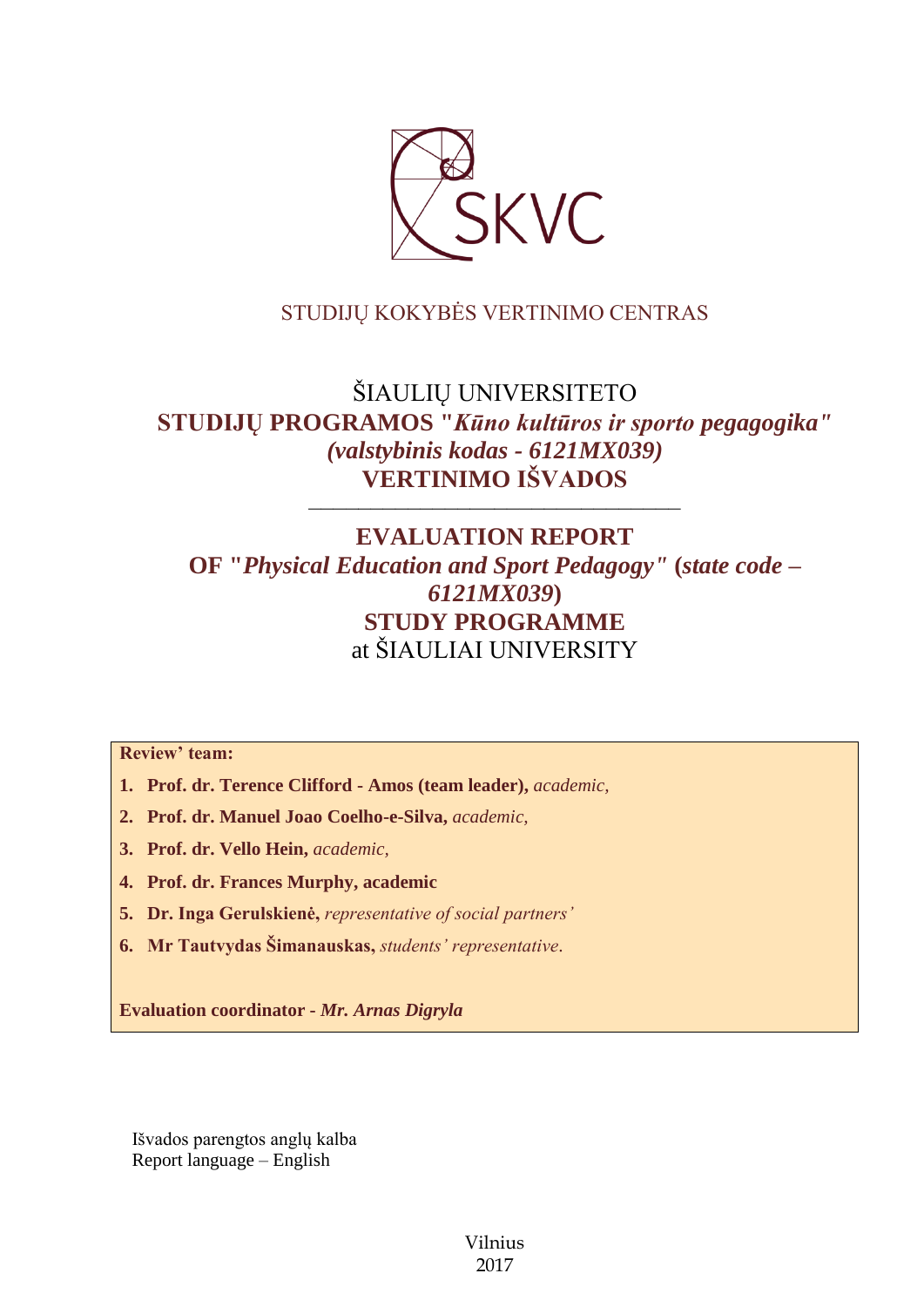STUDIJŲ KOKYBĖS VERTINIMO CENTRAS

# ŠIAULIŲ UNIVERSITETO
# STUDIJŲ PROGRAMOS "*Kūno kultūros ir sporto pegagogika*" *(valstybinis kodas - 6121MX039)*
# VERTINIMO IŠVADOS

---

# EVALUATION REPORT
# OF "*Physical Education and Sport Pedagogy*" (*state code – 6121MX039*)
# STUDY PROGRAMME
at ŠIAULIAI UNIVERSITY

**Review' team:**

1. **Prof. dr. Terence Clifford - Amos (team leader),** *academic,*
2. **Prof. dr. Manuel Joao Coelho-e-Silva,** *academic,*
3. **Prof. dr. Vello Hein,** *academic,*
4. **Prof. dr. Frances Murphy, academic**
5. **Dr. Inga Gerulskienė,** *representative of social partners'*
6. **Mr Tautvydas Šimanauskas,** *students' representative*.

**Evaluation coordinator -** ***Mr. Arnas Digryla***

Išvados parengtos anglų kalba
Report language – English

Vilnius
2017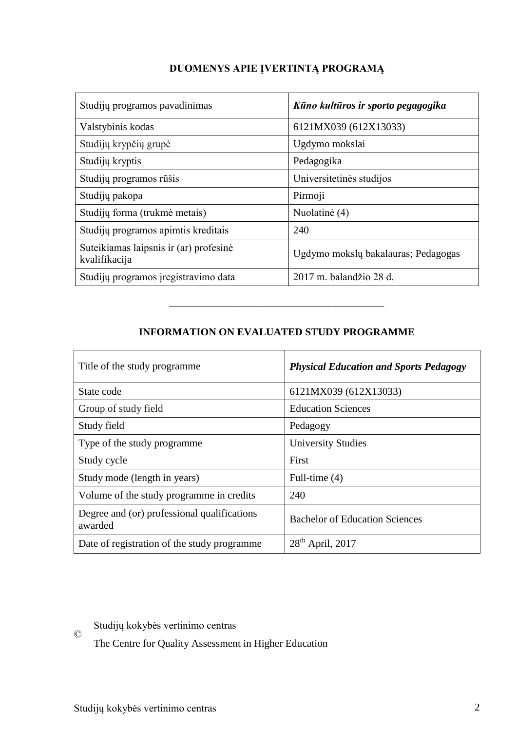**DUOMENYS APIE ĮVERTINTĄ PROGRAMĄ**

| Studijų programos pavadinimas | ***Kūno kultūros ir sporto pegagogika*** |
|---|---|
| Valstybinis kodas | 6121MX039 (612X13033) |
| Studijų krypčių grupė | Ugdymo mokslai |
| Studijų kryptis | Pedagogika |
| Studijų programos rūšis | Universitetinės studijos |
| Studijų pakopa | Pirmoji |
| Studijų forma (trukmė metais) | Nuolatinė (4) |
| Studijų programos apimtis kreditais | 240 |
| Suteikiamas laipsnis ir (ar) profesinė kvalifikacija | Ugdymo mokslų bakalauras; Pedagogas |
| Studijų programos įregistravimo data | 2017 m. balandžio 28 d. |

---

**INFORMATION ON EVALUATED STUDY PROGRAMME**

| Title of the study programme | ***Physical Education and Sports Pedagogy*** |
|---|---|
| State code | 6121MX039 (612X13033) |
| Group of study field | Education Sciences |
| Study field | Pedagogy |
| Type of the study programme | University Studies |
| Study cycle | First |
| Study mode (length in years) | Full-time (4) |
| Volume of the study programme in credits | 240 |
| Degree and (or) professional qualifications awarded | Bachelor of Education Sciences |
| Date of registration of the study programme | 28th April, 2017 |

© Studijų kokybės vertinimo centras

The Centre for Quality Assessment in Higher Education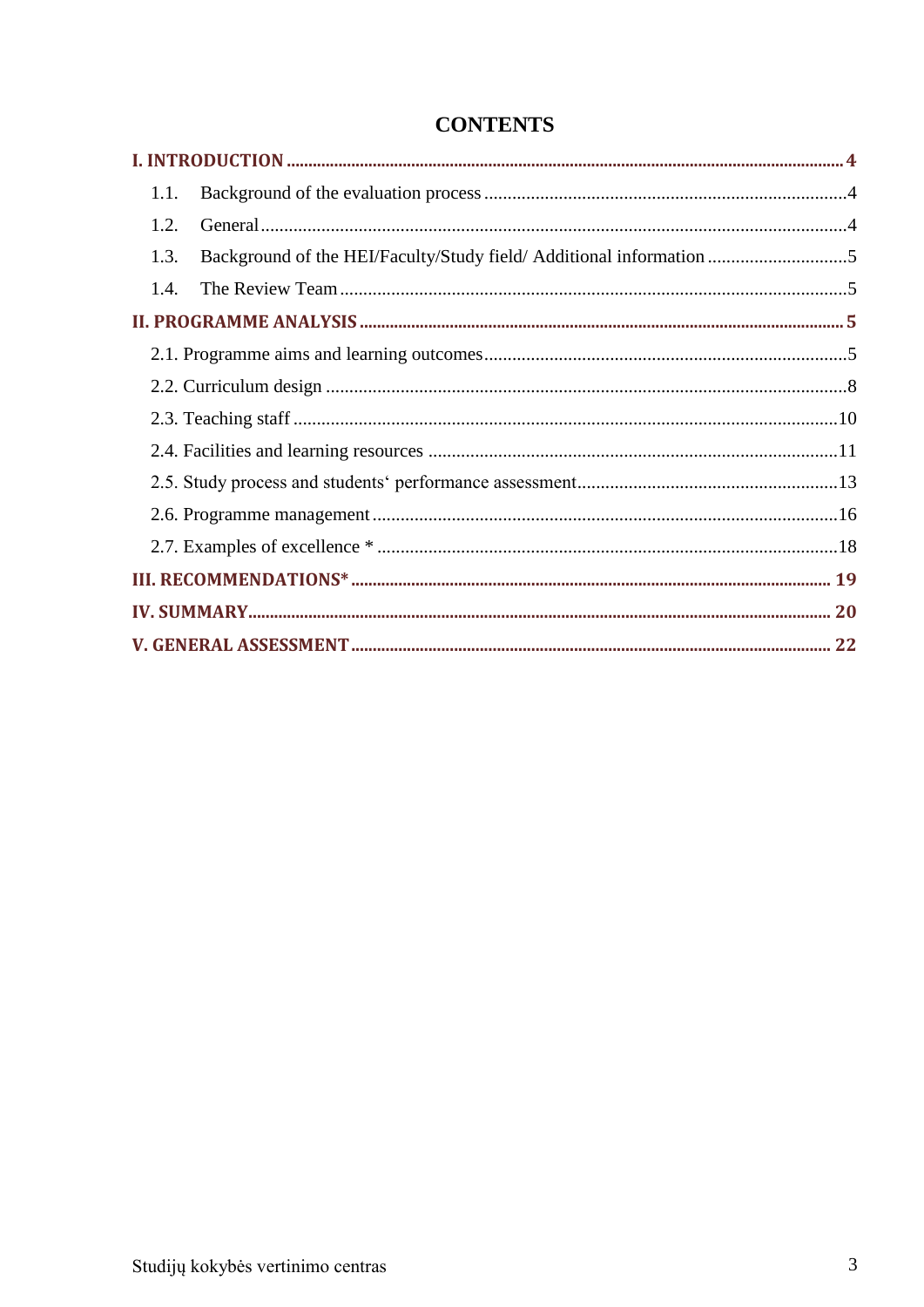# CONTENTS

**I. INTRODUCTION** .......... 4

1.1. Background of the evaluation process .......... 4

1.2. General .......... 4

1.3. Background of the HEI/Faculty/Study field/ Additional information .......... 5

1.4. The Review Team .......... 5

**II. PROGRAMME ANALYSIS** .......... 5

2.1. Programme aims and learning outcomes .......... 5

2.2. Curriculum design .......... 8

2.3. Teaching staff .......... 10

2.4. Facilities and learning resources .......... 11

2.5. Study process and students‘ performance assessment .......... 13

2.6. Programme management .......... 16

2.7. Examples of excellence * .......... 18

**III. RECOMMENDATIONS*** .......... 19

**IV. SUMMARY** .......... 20

**V. GENERAL ASSESSMENT** .......... 22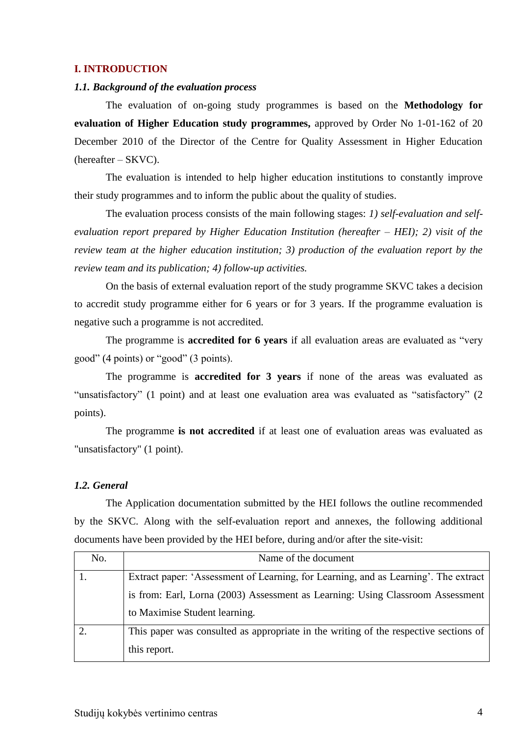## I. INTRODUCTION

### *1.1. Background of the evaluation process*

The evaluation of on-going study programmes is based on the **Methodology for evaluation of Higher Education study programmes,** approved by Order No 1-01-162 of 20 December 2010 of the Director of the Centre for Quality Assessment in Higher Education (hereafter – SKVC).

The evaluation is intended to help higher education institutions to constantly improve their study programmes and to inform the public about the quality of studies.

The evaluation process consists of the main following stages: *1) self-evaluation and self-evaluation report prepared by Higher Education Institution (hereafter – HEI); 2) visit of the review team at the higher education institution; 3) production of the evaluation report by the review team and its publication; 4) follow-up activities.*

On the basis of external evaluation report of the study programme SKVC takes a decision to accredit study programme either for 6 years or for 3 years. If the programme evaluation is negative such a programme is not accredited.

The programme is **accredited for 6 years** if all evaluation areas are evaluated as "very good" (4 points) or "good" (3 points).

The programme is **accredited for 3 years** if none of the areas was evaluated as "unsatisfactory" (1 point) and at least one evaluation area was evaluated as "satisfactory" (2 points).

The programme **is not accredited** if at least one of evaluation areas was evaluated as "unsatisfactory" (1 point).

### *1.2. General*

The Application documentation submitted by the HEI follows the outline recommended by the SKVC. Along with the self-evaluation report and annexes, the following additional documents have been provided by the HEI before, during and/or after the site-visit:

| No. | Name of the document |
|---|---|
| 1. | Extract paper: 'Assessment of Learning, for Learning, and as Learning'. The extract is from: Earl, Lorna (2003) Assessment as Learning: Using Classroom Assessment to Maximise Student learning. |
| 2. | This paper was consulted as appropriate in the writing of the respective sections of this report. |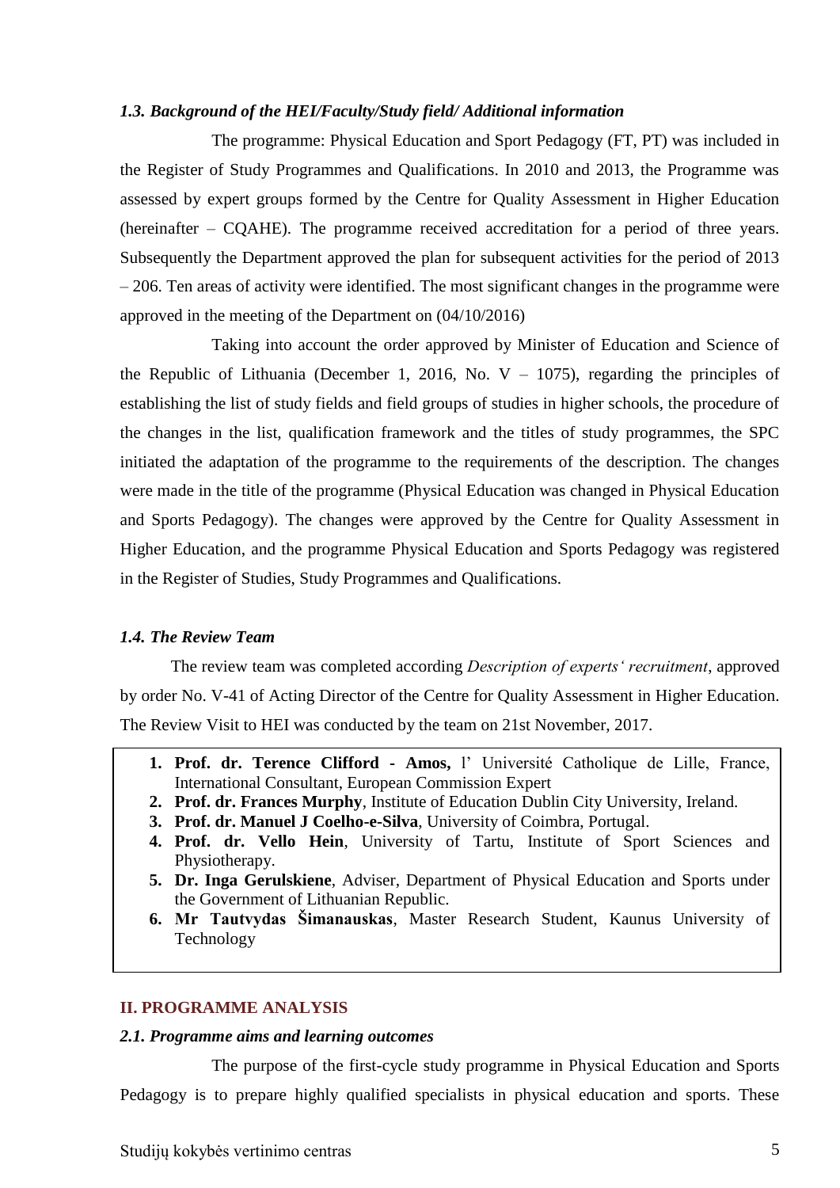### *1.3. Background of the HEI/Faculty/Study field/ Additional information*

The programme: Physical Education and Sport Pedagogy (FT, PT) was included in the Register of Study Programmes and Qualifications. In 2010 and 2013, the Programme was assessed by expert groups formed by the Centre for Quality Assessment in Higher Education (hereinafter – CQAHE). The programme received accreditation for a period of three years. Subsequently the Department approved the plan for subsequent activities for the period of 2013 – 206. Ten areas of activity were identified. The most significant changes in the programme were approved in the meeting of the Department on (04/10/2016)

Taking into account the order approved by Minister of Education and Science of the Republic of Lithuania (December 1, 2016, No. V – 1075), regarding the principles of establishing the list of study fields and field groups of studies in higher schools, the procedure of the changes in the list, qualification framework and the titles of study programmes, the SPC initiated the adaptation of the programme to the requirements of the description. The changes were made in the title of the programme (Physical Education was changed in Physical Education and Sports Pedagogy). The changes were approved by the Centre for Quality Assessment in Higher Education, and the programme Physical Education and Sports Pedagogy was registered in the Register of Studies, Study Programmes and Qualifications.

### *1.4. The Review Team*

The review team was completed according *Description of experts' recruitment*, approved by order No. V-41 of Acting Director of the Centre for Quality Assessment in Higher Education. The Review Visit to HEI was conducted by the team on 21st November, 2017.

1. **Prof. dr. Terence Clifford - Amos,** l' Université Catholique de Lille, France, International Consultant, European Commission Expert
2. **Prof. dr. Frances Murphy**, Institute of Education Dublin City University, Ireland.
3. **Prof. dr. Manuel J Coelho-e-Silva**, University of Coimbra, Portugal.
4. **Prof. dr. Vello Hein**, University of Tartu, Institute of Sport Sciences and Physiotherapy.
5. **Dr. Inga Gerulskiene**, Adviser, Department of Physical Education and Sports under the Government of Lithuanian Republic.
6. **Mr Tautvydas Šimanauskas**, Master Research Student, Kaunus University of Technology

## II. PROGRAMME ANALYSIS

### *2.1. Programme aims and learning outcomes*

The purpose of the first-cycle study programme in Physical Education and Sports Pedagogy is to prepare highly qualified specialists in physical education and sports. These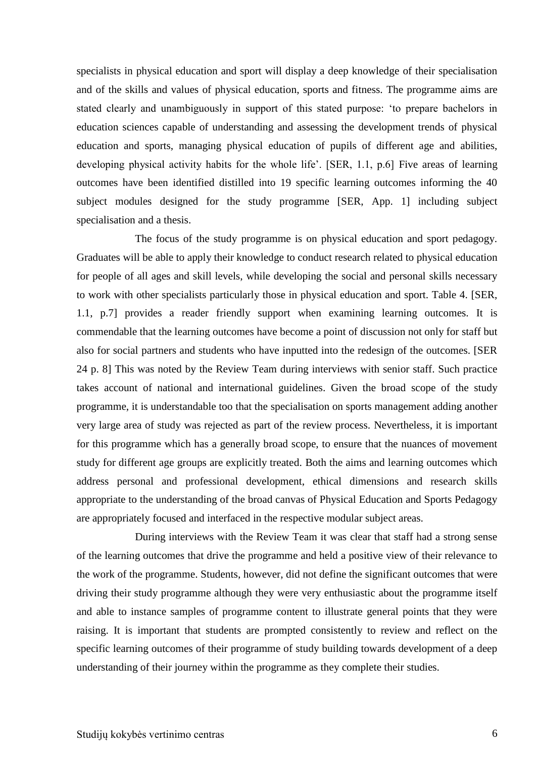specialists in physical education and sport will display a deep knowledge of their specialisation and of the skills and values of physical education, sports and fitness. The programme aims are stated clearly and unambiguously in support of this stated purpose: 'to prepare bachelors in education sciences capable of understanding and assessing the development trends of physical education and sports, managing physical education of pupils of different age and abilities, developing physical activity habits for the whole life'. [SER, 1.1, p.6] Five areas of learning outcomes have been identified distilled into 19 specific learning outcomes informing the 40 subject modules designed for the study programme [SER, App. 1] including subject specialisation and a thesis.

The focus of the study programme is on physical education and sport pedagogy. Graduates will be able to apply their knowledge to conduct research related to physical education for people of all ages and skill levels, while developing the social and personal skills necessary to work with other specialists particularly those in physical education and sport. Table 4. [SER, 1.1, p.7] provides a reader friendly support when examining learning outcomes. It is commendable that the learning outcomes have become a point of discussion not only for staff but also for social partners and students who have inputted into the redesign of the outcomes. [SER 24 p. 8] This was noted by the Review Team during interviews with senior staff. Such practice takes account of national and international guidelines. Given the broad scope of the study programme, it is understandable too that the specialisation on sports management adding another very large area of study was rejected as part of the review process. Nevertheless, it is important for this programme which has a generally broad scope, to ensure that the nuances of movement study for different age groups are explicitly treated. Both the aims and learning outcomes which address personal and professional development, ethical dimensions and research skills appropriate to the understanding of the broad canvas of Physical Education and Sports Pedagogy are appropriately focused and interfaced in the respective modular subject areas.

During interviews with the Review Team it was clear that staff had a strong sense of the learning outcomes that drive the programme and held a positive view of their relevance to the work of the programme. Students, however, did not define the significant outcomes that were driving their study programme although they were very enthusiastic about the programme itself and able to instance samples of programme content to illustrate general points that they were raising. It is important that students are prompted consistently to review and reflect on the specific learning outcomes of their programme of study building towards development of a deep understanding of their journey within the programme as they complete their studies.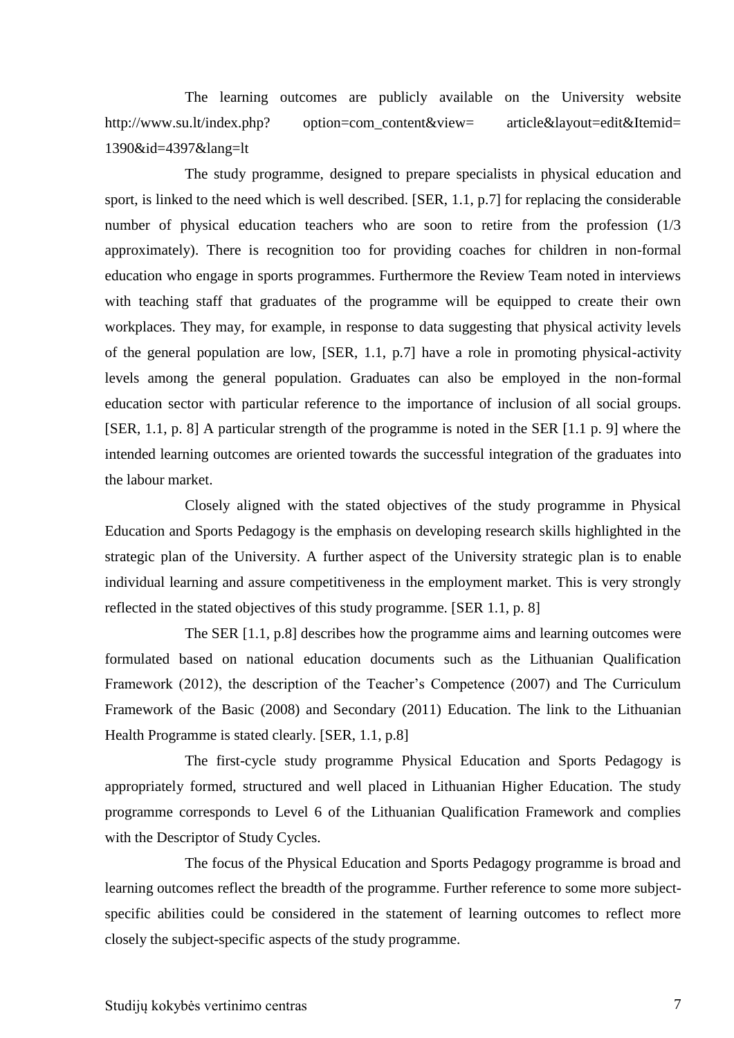The learning outcomes are publicly available on the University website http://www.su.lt/index.php? option=com_content&view= article&layout=edit&Itemid= 1390&id=4397&lang=lt

The study programme, designed to prepare specialists in physical education and sport, is linked to the need which is well described. [SER, 1.1, p.7] for replacing the considerable number of physical education teachers who are soon to retire from the profession (1/3 approximately). There is recognition too for providing coaches for children in non-formal education who engage in sports programmes. Furthermore the Review Team noted in interviews with teaching staff that graduates of the programme will be equipped to create their own workplaces. They may, for example, in response to data suggesting that physical activity levels of the general population are low, [SER, 1.1, p.7] have a role in promoting physical-activity levels among the general population. Graduates can also be employed in the non-formal education sector with particular reference to the importance of inclusion of all social groups. [SER, 1.1, p. 8] A particular strength of the programme is noted in the SER [1.1 p. 9] where the intended learning outcomes are oriented towards the successful integration of the graduates into the labour market.

Closely aligned with the stated objectives of the study programme in Physical Education and Sports Pedagogy is the emphasis on developing research skills highlighted in the strategic plan of the University. A further aspect of the University strategic plan is to enable individual learning and assure competitiveness in the employment market. This is very strongly reflected in the stated objectives of this study programme. [SER 1.1, p. 8]

The SER [1.1, p.8] describes how the programme aims and learning outcomes were formulated based on national education documents such as the Lithuanian Qualification Framework (2012), the description of the Teacher's Competence (2007) and The Curriculum Framework of the Basic (2008) and Secondary (2011) Education. The link to the Lithuanian Health Programme is stated clearly. [SER, 1.1, p.8]

The first-cycle study programme Physical Education and Sports Pedagogy is appropriately formed, structured and well placed in Lithuanian Higher Education. The study programme corresponds to Level 6 of the Lithuanian Qualification Framework and complies with the Descriptor of Study Cycles.

The focus of the Physical Education and Sports Pedagogy programme is broad and learning outcomes reflect the breadth of the programme. Further reference to some more subject-specific abilities could be considered in the statement of learning outcomes to reflect more closely the subject-specific aspects of the study programme.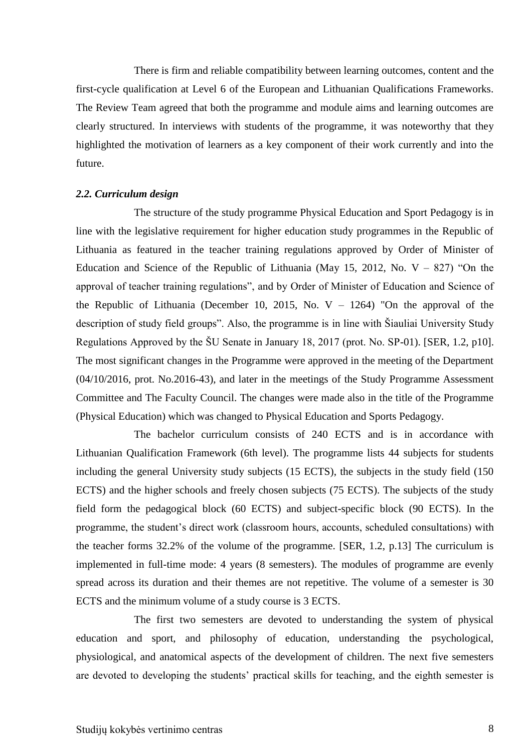There is firm and reliable compatibility between learning outcomes, content and the first-cycle qualification at Level 6 of the European and Lithuanian Qualifications Frameworks. The Review Team agreed that both the programme and module aims and learning outcomes are clearly structured. In interviews with students of the programme, it was noteworthy that they highlighted the motivation of learners as a key component of their work currently and into the future.

### *2.2. Curriculum design*

The structure of the study programme Physical Education and Sport Pedagogy is in line with the legislative requirement for higher education study programmes in the Republic of Lithuania as featured in the teacher training regulations approved by Order of Minister of Education and Science of the Republic of Lithuania (May 15, 2012, No. V – 827) "On the approval of teacher training regulations", and by Order of Minister of Education and Science of the Republic of Lithuania (December 10, 2015, No. V – 1264) "On the approval of the description of study field groups". Also, the programme is in line with Šiauliai University Study Regulations Approved by the ŠU Senate in January 18, 2017 (prot. No. SP-01). [SER, 1.2, p10]. The most significant changes in the Programme were approved in the meeting of the Department (04/10/2016, prot. No.2016-43), and later in the meetings of the Study Programme Assessment Committee and The Faculty Council. The changes were made also in the title of the Programme (Physical Education) which was changed to Physical Education and Sports Pedagogy.

The bachelor curriculum consists of 240 ECTS and is in accordance with Lithuanian Qualification Framework (6th level). The programme lists 44 subjects for students including the general University study subjects (15 ECTS), the subjects in the study field (150 ECTS) and the higher schools and freely chosen subjects (75 ECTS). The subjects of the study field form the pedagogical block (60 ECTS) and subject-specific block (90 ECTS). In the programme, the student's direct work (classroom hours, accounts, scheduled consultations) with the teacher forms 32.2% of the volume of the programme. [SER, 1.2, p.13] The curriculum is implemented in full-time mode: 4 years (8 semesters). The modules of programme are evenly spread across its duration and their themes are not repetitive. The volume of a semester is 30 ECTS and the minimum volume of a study course is 3 ECTS.

The first two semesters are devoted to understanding the system of physical education and sport, and philosophy of education, understanding the psychological, physiological, and anatomical aspects of the development of children. The next five semesters are devoted to developing the students' practical skills for teaching, and the eighth semester is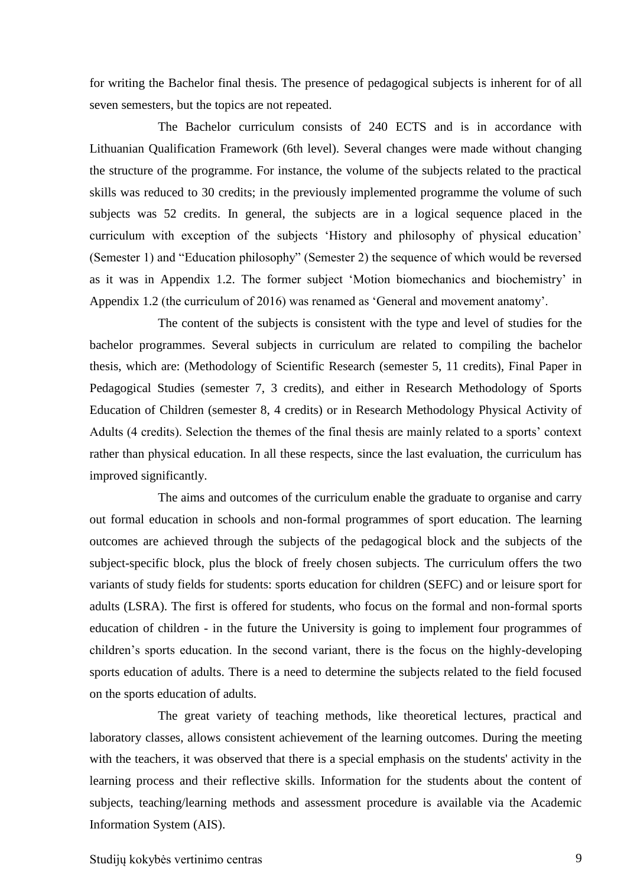for writing the Bachelor final thesis. The presence of pedagogical subjects is inherent for of all seven semesters, but the topics are not repeated.

The Bachelor curriculum consists of 240 ECTS and is in accordance with Lithuanian Qualification Framework (6th level). Several changes were made without changing the structure of the programme. For instance, the volume of the subjects related to the practical skills was reduced to 30 credits; in the previously implemented programme the volume of such subjects was 52 credits. In general, the subjects are in a logical sequence placed in the curriculum with exception of the subjects 'History and philosophy of physical education' (Semester 1) and "Education philosophy" (Semester 2) the sequence of which would be reversed as it was in Appendix 1.2. The former subject 'Motion biomechanics and biochemistry' in Appendix 1.2 (the curriculum of 2016) was renamed as 'General and movement anatomy'.

The content of the subjects is consistent with the type and level of studies for the bachelor programmes. Several subjects in curriculum are related to compiling the bachelor thesis, which are: (Methodology of Scientific Research (semester 5, 11 credits), Final Paper in Pedagogical Studies (semester 7, 3 credits), and either in Research Methodology of Sports Education of Children (semester 8, 4 credits) or in Research Methodology Physical Activity of Adults (4 credits). Selection the themes of the final thesis are mainly related to a sports' context rather than physical education. In all these respects, since the last evaluation, the curriculum has improved significantly.

The aims and outcomes of the curriculum enable the graduate to organise and carry out formal education in schools and non-formal programmes of sport education. The learning outcomes are achieved through the subjects of the pedagogical block and the subjects of the subject-specific block, plus the block of freely chosen subjects. The curriculum offers the two variants of study fields for students: sports education for children (SEFC) and or leisure sport for adults (LSRA). The first is offered for students, who focus on the formal and non-formal sports education of children - in the future the University is going to implement four programmes of children's sports education. In the second variant, there is the focus on the highly-developing sports education of adults. There is a need to determine the subjects related to the field focused on the sports education of adults.

The great variety of teaching methods, like theoretical lectures, practical and laboratory classes, allows consistent achievement of the learning outcomes. During the meeting with the teachers, it was observed that there is a special emphasis on the students' activity in the learning process and their reflective skills. Information for the students about the content of subjects, teaching/learning methods and assessment procedure is available via the Academic Information System (AIS).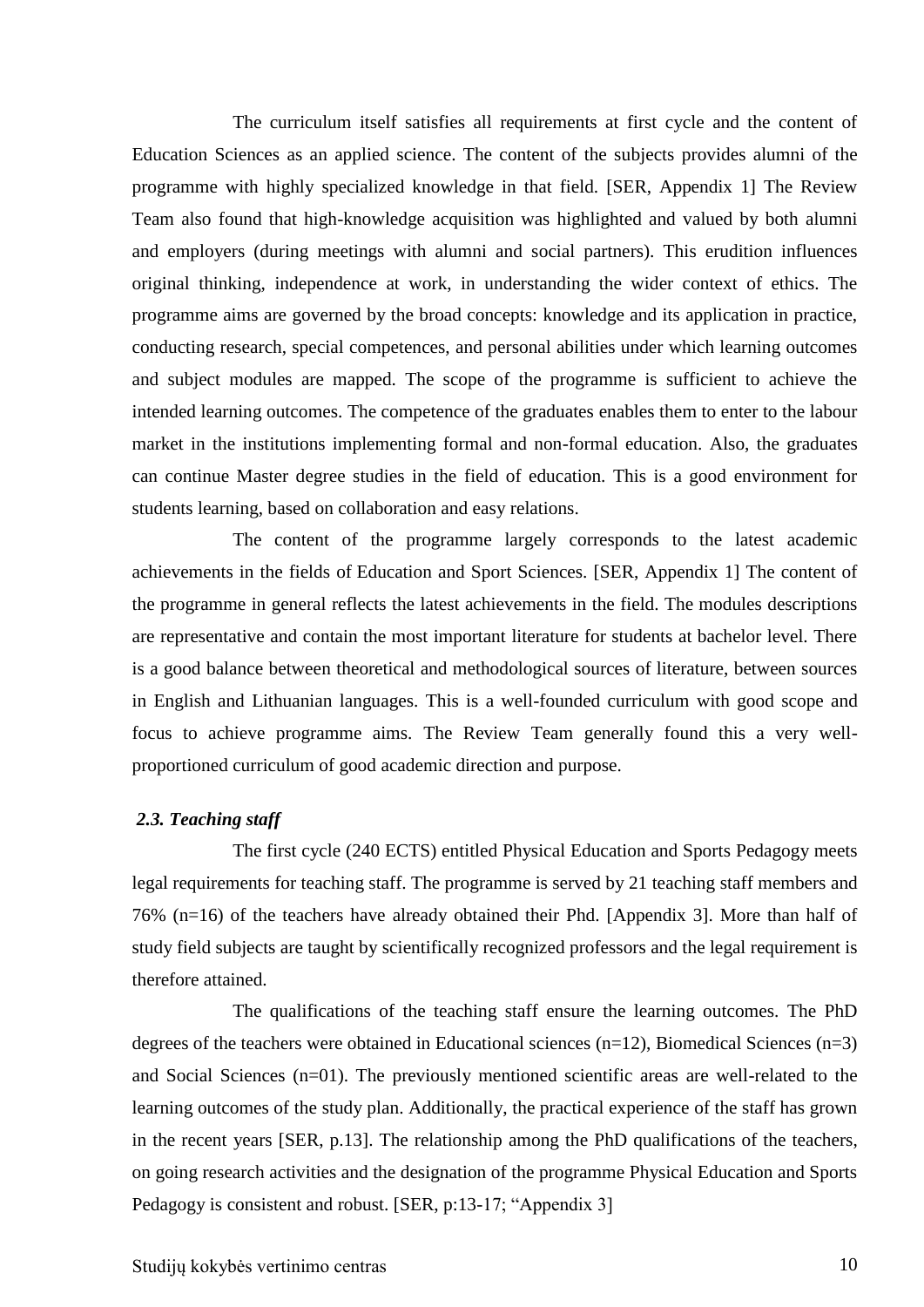The curriculum itself satisfies all requirements at first cycle and the content of Education Sciences as an applied science. The content of the subjects provides alumni of the programme with highly specialized knowledge in that field. [SER, Appendix 1] The Review Team also found that high-knowledge acquisition was highlighted and valued by both alumni and employers (during meetings with alumni and social partners). This erudition influences original thinking, independence at work, in understanding the wider context of ethics. The programme aims are governed by the broad concepts: knowledge and its application in practice, conducting research, special competences, and personal abilities under which learning outcomes and subject modules are mapped. The scope of the programme is sufficient to achieve the intended learning outcomes. The competence of the graduates enables them to enter to the labour market in the institutions implementing formal and non-formal education. Also, the graduates can continue Master degree studies in the field of education. This is a good environment for students learning, based on collaboration and easy relations.

The content of the programme largely corresponds to the latest academic achievements in the fields of Education and Sport Sciences. [SER, Appendix 1] The content of the programme in general reflects the latest achievements in the field. The modules descriptions are representative and contain the most important literature for students at bachelor level. There is a good balance between theoretical and methodological sources of literature, between sources in English and Lithuanian languages. This is a well-founded curriculum with good scope and focus to achieve programme aims. The Review Team generally found this a very well-proportioned curriculum of good academic direction and purpose.

### *2.3. Teaching staff*

The first cycle (240 ECTS) entitled Physical Education and Sports Pedagogy meets legal requirements for teaching staff. The programme is served by 21 teaching staff members and 76% (n=16) of the teachers have already obtained their Phd. [Appendix 3]. More than half of study field subjects are taught by scientifically recognized professors and the legal requirement is therefore attained.

The qualifications of the teaching staff ensure the learning outcomes. The PhD degrees of the teachers were obtained in Educational sciences (n=12), Biomedical Sciences (n=3) and Social Sciences (n=01). The previously mentioned scientific areas are well-related to the learning outcomes of the study plan. Additionally, the practical experience of the staff has grown in the recent years [SER, p.13]. The relationship among the PhD qualifications of the teachers, on going research activities and the designation of the programme Physical Education and Sports Pedagogy is consistent and robust. [SER, p:13-17; "Appendix 3]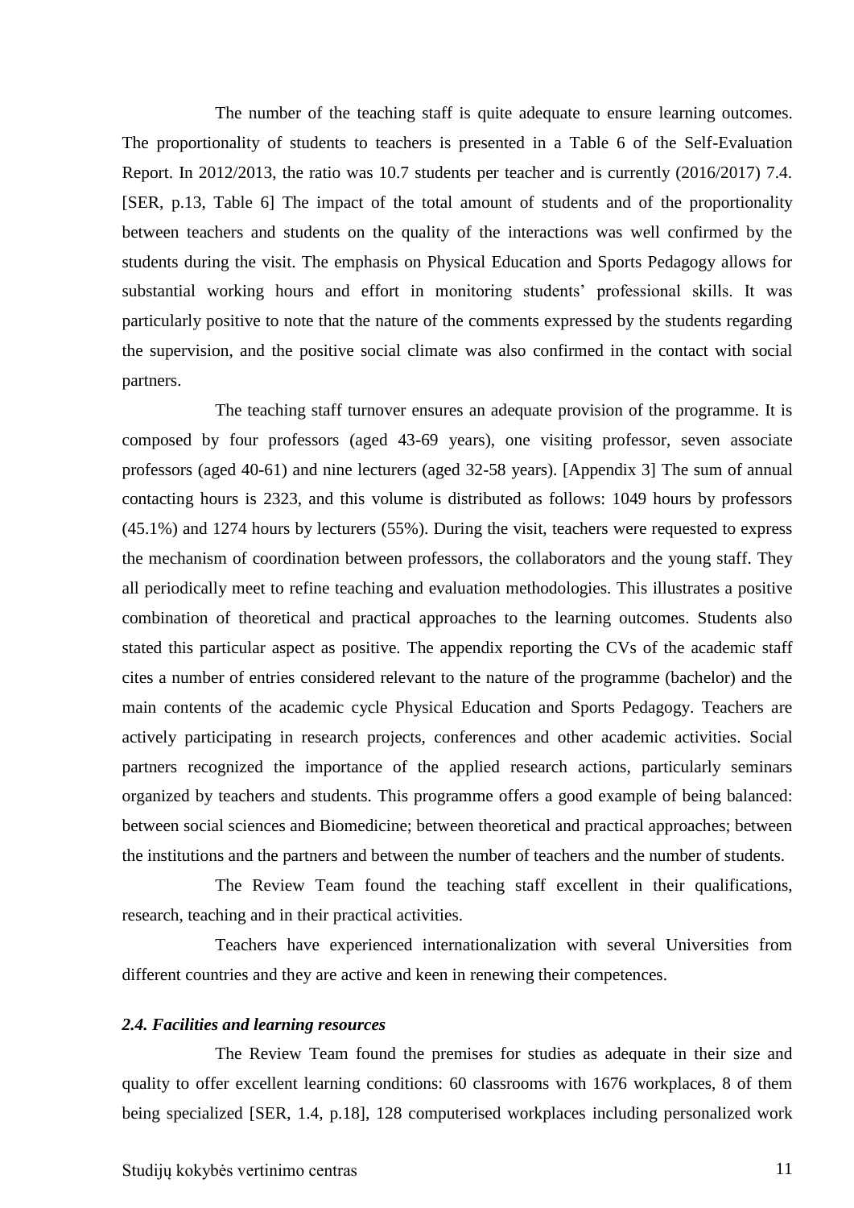The number of the teaching staff is quite adequate to ensure learning outcomes. The proportionality of students to teachers is presented in a Table 6 of the Self-Evaluation Report. In 2012/2013, the ratio was 10.7 students per teacher and is currently (2016/2017) 7.4. [SER, p.13, Table 6] The impact of the total amount of students and of the proportionality between teachers and students on the quality of the interactions was well confirmed by the students during the visit. The emphasis on Physical Education and Sports Pedagogy allows for substantial working hours and effort in monitoring students' professional skills. It was particularly positive to note that the nature of the comments expressed by the students regarding the supervision, and the positive social climate was also confirmed in the contact with social partners.

The teaching staff turnover ensures an adequate provision of the programme. It is composed by four professors (aged 43-69 years), one visiting professor, seven associate professors (aged 40-61) and nine lecturers (aged 32-58 years). [Appendix 3] The sum of annual contacting hours is 2323, and this volume is distributed as follows: 1049 hours by professors (45.1%) and 1274 hours by lecturers (55%). During the visit, teachers were requested to express the mechanism of coordination between professors, the collaborators and the young staff. They all periodically meet to refine teaching and evaluation methodologies. This illustrates a positive combination of theoretical and practical approaches to the learning outcomes. Students also stated this particular aspect as positive. The appendix reporting the CVs of the academic staff cites a number of entries considered relevant to the nature of the programme (bachelor) and the main contents of the academic cycle Physical Education and Sports Pedagogy. Teachers are actively participating in research projects, conferences and other academic activities. Social partners recognized the importance of the applied research actions, particularly seminars organized by teachers and students. This programme offers a good example of being balanced: between social sciences and Biomedicine; between theoretical and practical approaches; between the institutions and the partners and between the number of teachers and the number of students.

The Review Team found the teaching staff excellent in their qualifications, research, teaching and in their practical activities.

Teachers have experienced internationalization with several Universities from different countries and they are active and keen in renewing their competences.

### *2.4. Facilities and learning resources*

The Review Team found the premises for studies as adequate in their size and quality to offer excellent learning conditions: 60 classrooms with 1676 workplaces, 8 of them being specialized [SER, 1.4, p.18], 128 computerised workplaces including personalized work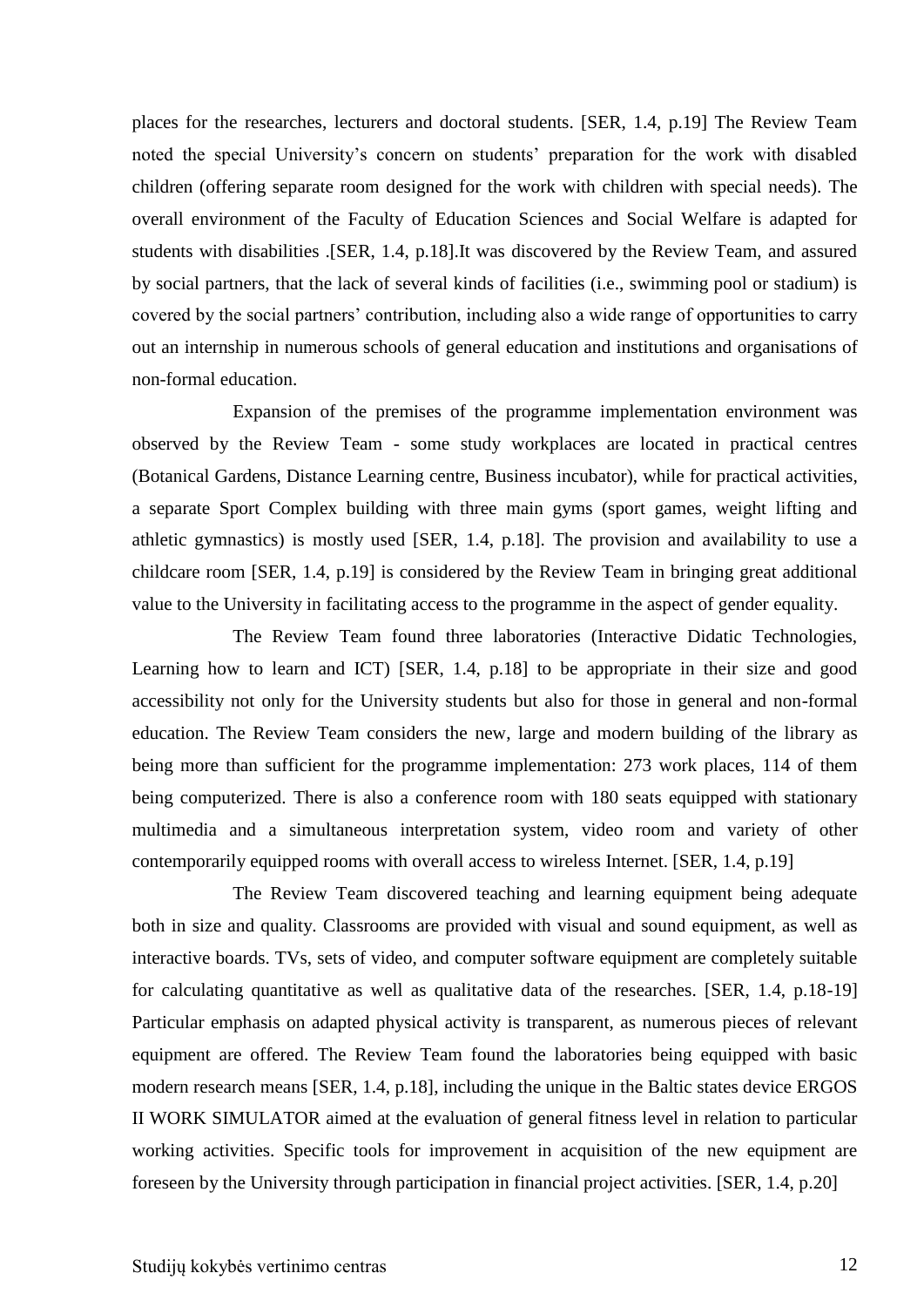places for the researches, lecturers and doctoral students. [SER, 1.4, p.19] The Review Team noted the special University's concern on students' preparation for the work with disabled children (offering separate room designed for the work with children with special needs). The overall environment of the Faculty of Education Sciences and Social Welfare is adapted for students with disabilities .[SER, 1.4, p.18].It was discovered by the Review Team, and assured by social partners, that the lack of several kinds of facilities (i.e., swimming pool or stadium) is covered by the social partners' contribution, including also a wide range of opportunities to carry out an internship in numerous schools of general education and institutions and organisations of non-formal education.

Expansion of the premises of the programme implementation environment was observed by the Review Team - some study workplaces are located in practical centres (Botanical Gardens, Distance Learning centre, Business incubator), while for practical activities, a separate Sport Complex building with three main gyms (sport games, weight lifting and athletic gymnastics) is mostly used [SER, 1.4, p.18]. The provision and availability to use a childcare room [SER, 1.4, p.19] is considered by the Review Team in bringing great additional value to the University in facilitating access to the programme in the aspect of gender equality.

The Review Team found three laboratories (Interactive Didatic Technologies, Learning how to learn and ICT) [SER, 1.4, p.18] to be appropriate in their size and good accessibility not only for the University students but also for those in general and non-formal education. The Review Team considers the new, large and modern building of the library as being more than sufficient for the programme implementation: 273 work places, 114 of them being computerized. There is also a conference room with 180 seats equipped with stationary multimedia and a simultaneous interpretation system, video room and variety of other contemporarily equipped rooms with overall access to wireless Internet. [SER, 1.4, p.19]

The Review Team discovered teaching and learning equipment being adequate both in size and quality. Classrooms are provided with visual and sound equipment, as well as interactive boards. TVs, sets of video, and computer software equipment are completely suitable for calculating quantitative as well as qualitative data of the researches. [SER, 1.4, p.18-19] Particular emphasis on adapted physical activity is transparent, as numerous pieces of relevant equipment are offered. The Review Team found the laboratories being equipped with basic modern research means [SER, 1.4, p.18], including the unique in the Baltic states device ERGOS II WORK SIMULATOR aimed at the evaluation of general fitness level in relation to particular working activities. Specific tools for improvement in acquisition of the new equipment are foreseen by the University through participation in financial project activities. [SER, 1.4, p.20]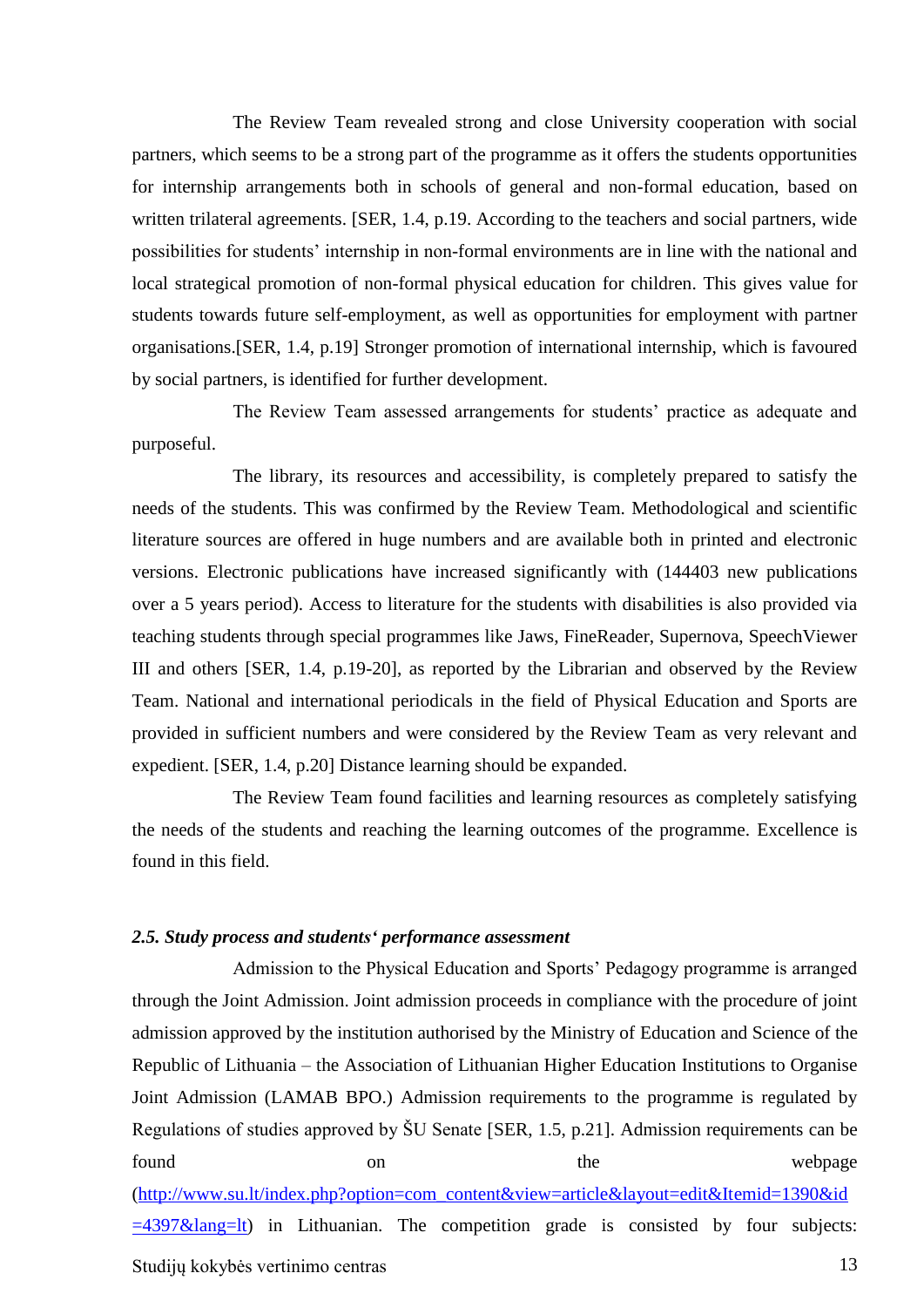The Review Team revealed strong and close University cooperation with social partners, which seems to be a strong part of the programme as it offers the students opportunities for internship arrangements both in schools of general and non-formal education, based on written trilateral agreements. [SER, 1.4, p.19. According to the teachers and social partners, wide possibilities for students' internship in non-formal environments are in line with the national and local strategical promotion of non-formal physical education for children. This gives value for students towards future self-employment, as well as opportunities for employment with partner organisations.[SER, 1.4, p.19] Stronger promotion of international internship, which is favoured by social partners, is identified for further development.

The Review Team assessed arrangements for students' practice as adequate and purposeful.

The library, its resources and accessibility, is completely prepared to satisfy the needs of the students. This was confirmed by the Review Team. Methodological and scientific literature sources are offered in huge numbers and are available both in printed and electronic versions. Electronic publications have increased significantly with (144403 new publications over a 5 years period). Access to literature for the students with disabilities is also provided via teaching students through special programmes like Jaws, FineReader, Supernova, SpeechViewer III and others [SER, 1.4, p.19-20], as reported by the Librarian and observed by the Review Team. National and international periodicals in the field of Physical Education and Sports are provided in sufficient numbers and were considered by the Review Team as very relevant and expedient. [SER, 1.4, p.20] Distance learning should be expanded.

The Review Team found facilities and learning resources as completely satisfying the needs of the students and reaching the learning outcomes of the programme. Excellence is found in this field.

### *2.5. Study process and students' performance assessment*

Admission to the Physical Education and Sports' Pedagogy programme is arranged through the Joint Admission. Joint admission proceeds in compliance with the procedure of joint admission approved by the institution authorised by the Ministry of Education and Science of the Republic of Lithuania – the Association of Lithuanian Higher Education Institutions to Organise Joint Admission (LAMAB BPO.) Admission requirements to the programme is regulated by Regulations of studies approved by ŠU Senate [SER, 1.5, p.21]. Admission requirements can be found on the webpage (http://www.su.lt/index.php?option=com_content&view=article&layout=edit&Itemid=1390&id=4397&lang=lt) in Lithuanian. The competition grade is consisted by four subjects: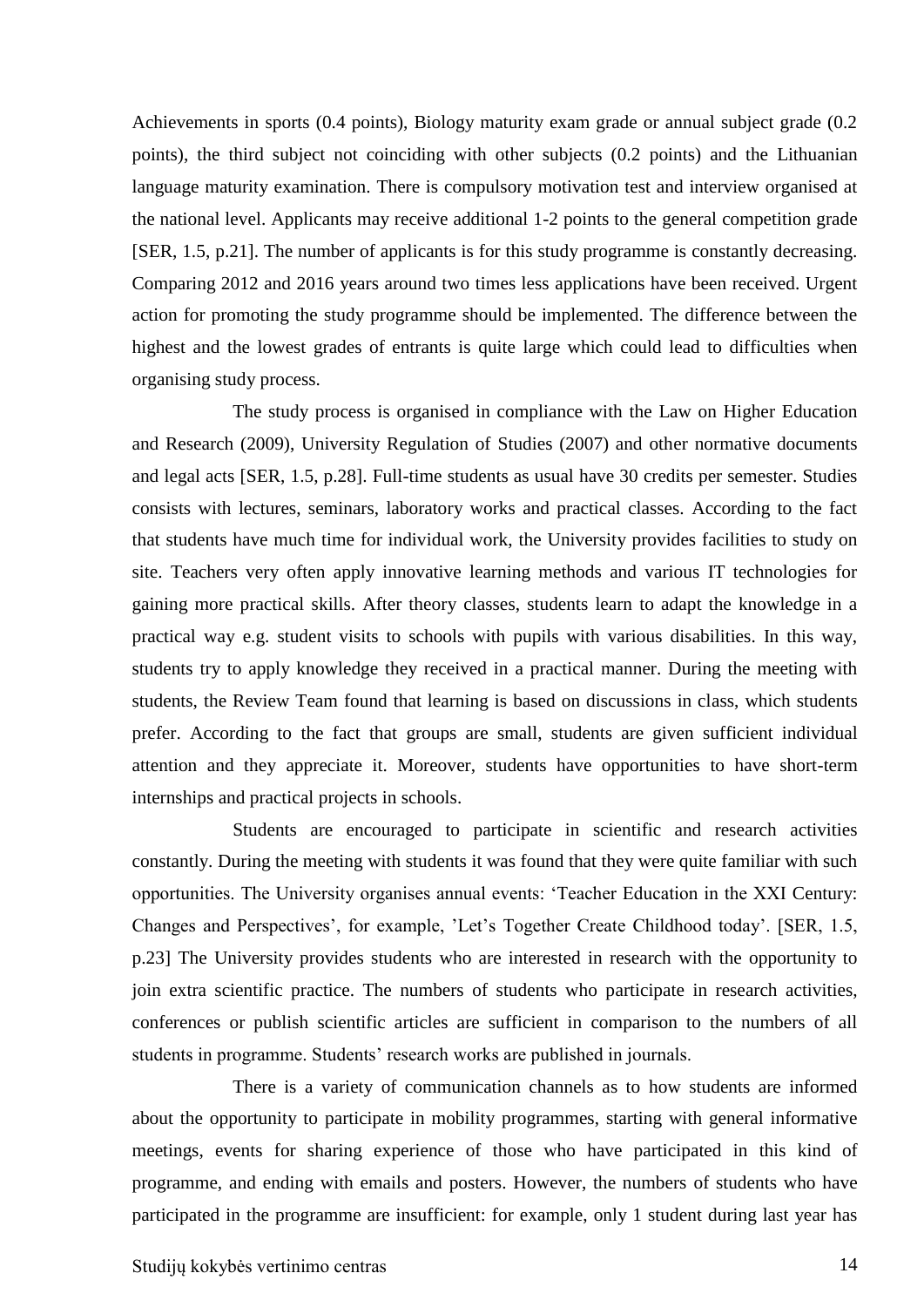Achievements in sports (0.4 points), Biology maturity exam grade or annual subject grade (0.2 points), the third subject not coinciding with other subjects (0.2 points) and the Lithuanian language maturity examination. There is compulsory motivation test and interview organised at the national level. Applicants may receive additional 1-2 points to the general competition grade [SER, 1.5, p.21]. The number of applicants is for this study programme is constantly decreasing. Comparing 2012 and 2016 years around two times less applications have been received. Urgent action for promoting the study programme should be implemented. The difference between the highest and the lowest grades of entrants is quite large which could lead to difficulties when organising study process.

The study process is organised in compliance with the Law on Higher Education and Research (2009), University Regulation of Studies (2007) and other normative documents and legal acts [SER, 1.5, p.28]. Full-time students as usual have 30 credits per semester. Studies consists with lectures, seminars, laboratory works and practical classes. According to the fact that students have much time for individual work, the University provides facilities to study on site. Teachers very often apply innovative learning methods and various IT technologies for gaining more practical skills. After theory classes, students learn to adapt the knowledge in a practical way e.g. student visits to schools with pupils with various disabilities. In this way, students try to apply knowledge they received in a practical manner. During the meeting with students, the Review Team found that learning is based on discussions in class, which students prefer. According to the fact that groups are small, students are given sufficient individual attention and they appreciate it. Moreover, students have opportunities to have short-term internships and practical projects in schools.

Students are encouraged to participate in scientific and research activities constantly. During the meeting with students it was found that they were quite familiar with such opportunities. The University organises annual events: 'Teacher Education in the XXI Century: Changes and Perspectives', for example, 'Let's Together Create Childhood today'. [SER, 1.5, p.23] The University provides students who are interested in research with the opportunity to join extra scientific practice. The numbers of students who participate in research activities, conferences or publish scientific articles are sufficient in comparison to the numbers of all students in programme. Students' research works are published in journals.

There is a variety of communication channels as to how students are informed about the opportunity to participate in mobility programmes, starting with general informative meetings, events for sharing experience of those who have participated in this kind of programme, and ending with emails and posters. However, the numbers of students who have participated in the programme are insufficient: for example, only 1 student during last year has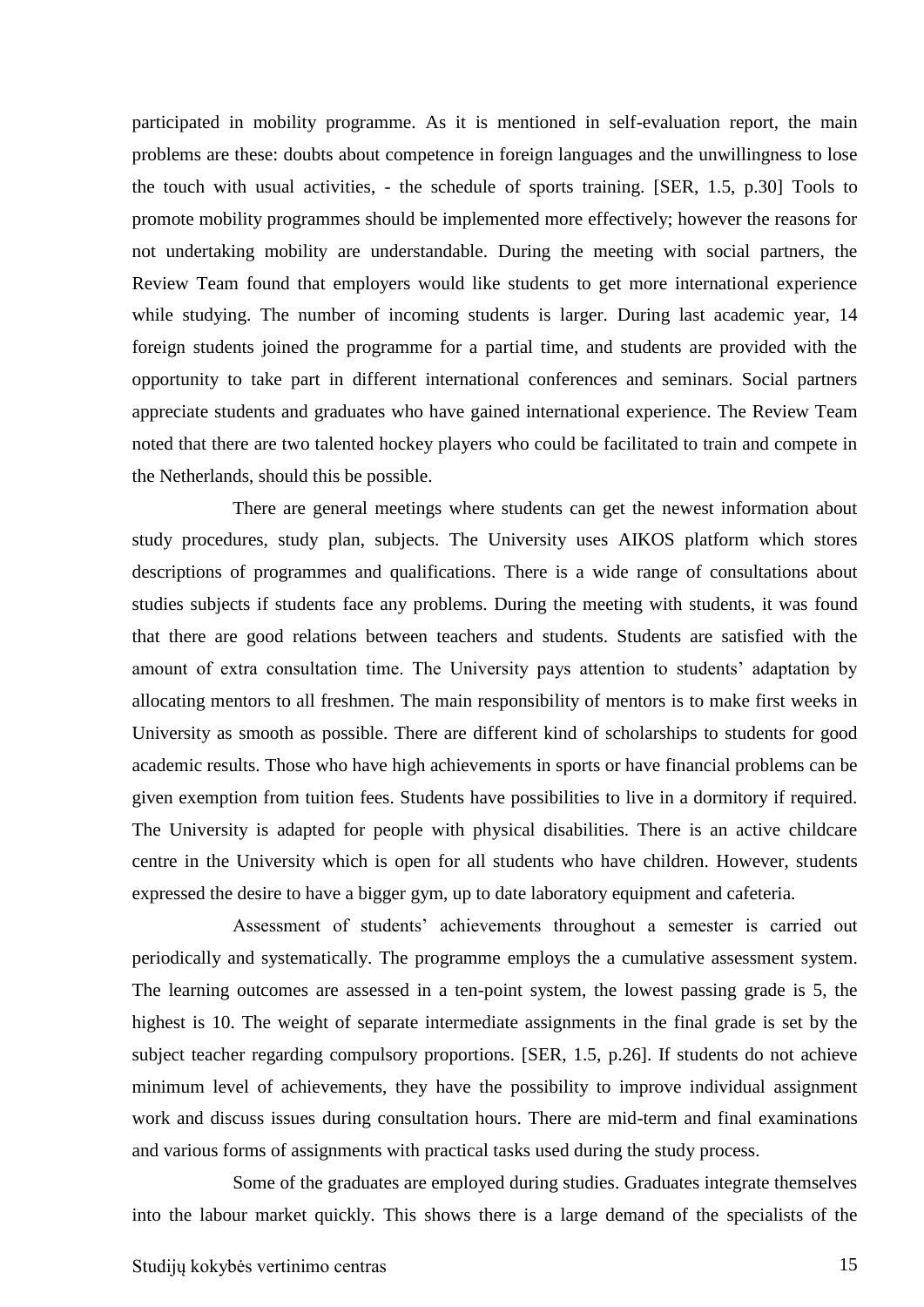participated in mobility programme. As it is mentioned in self-evaluation report, the main problems are these: doubts about competence in foreign languages and the unwillingness to lose the touch with usual activities, - the schedule of sports training. [SER, 1.5, p.30] Tools to promote mobility programmes should be implemented more effectively; however the reasons for not undertaking mobility are understandable. During the meeting with social partners, the Review Team found that employers would like students to get more international experience while studying. The number of incoming students is larger. During last academic year, 14 foreign students joined the programme for a partial time, and students are provided with the opportunity to take part in different international conferences and seminars. Social partners appreciate students and graduates who have gained international experience. The Review Team noted that there are two talented hockey players who could be facilitated to train and compete in the Netherlands, should this be possible.

There are general meetings where students can get the newest information about study procedures, study plan, subjects. The University uses AIKOS platform which stores descriptions of programmes and qualifications. There is a wide range of consultations about studies subjects if students face any problems. During the meeting with students, it was found that there are good relations between teachers and students. Students are satisfied with the amount of extra consultation time. The University pays attention to students' adaptation by allocating mentors to all freshmen. The main responsibility of mentors is to make first weeks in University as smooth as possible. There are different kind of scholarships to students for good academic results. Those who have high achievements in sports or have financial problems can be given exemption from tuition fees. Students have possibilities to live in a dormitory if required. The University is adapted for people with physical disabilities. There is an active childcare centre in the University which is open for all students who have children. However, students expressed the desire to have a bigger gym, up to date laboratory equipment and cafeteria.

Assessment of students' achievements throughout a semester is carried out periodically and systematically. The programme employs the a cumulative assessment system. The learning outcomes are assessed in a ten-point system, the lowest passing grade is 5, the highest is 10. The weight of separate intermediate assignments in the final grade is set by the subject teacher regarding compulsory proportions. [SER, 1.5, p.26]. If students do not achieve minimum level of achievements, they have the possibility to improve individual assignment work and discuss issues during consultation hours. There are mid-term and final examinations and various forms of assignments with practical tasks used during the study process.

Some of the graduates are employed during studies. Graduates integrate themselves into the labour market quickly. This shows there is a large demand of the specialists of the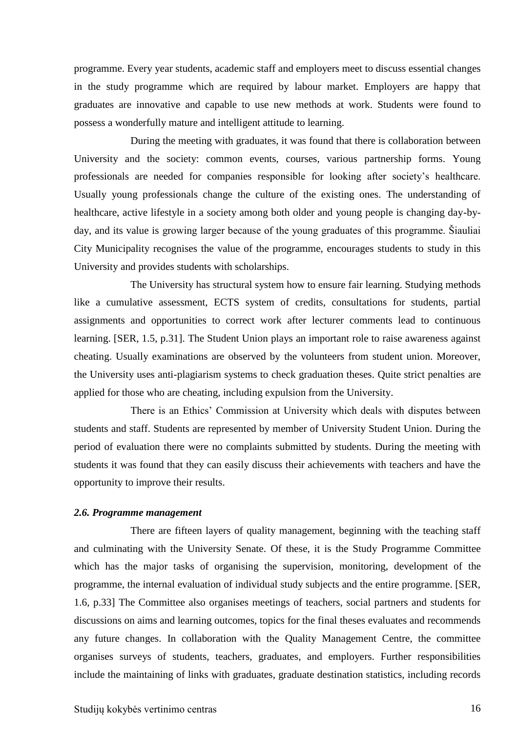programme. Every year students, academic staff and employers meet to discuss essential changes in the study programme which are required by labour market. Employers are happy that graduates are innovative and capable to use new methods at work. Students were found to possess a wonderfully mature and intelligent attitude to learning.

During the meeting with graduates, it was found that there is collaboration between University and the society: common events, courses, various partnership forms. Young professionals are needed for companies responsible for looking after society's healthcare. Usually young professionals change the culture of the existing ones. The understanding of healthcare, active lifestyle in a society among both older and young people is changing day-by-day, and its value is growing larger because of the young graduates of this programme. Šiauliai City Municipality recognises the value of the programme, encourages students to study in this University and provides students with scholarships.

The University has structural system how to ensure fair learning. Studying methods like a cumulative assessment, ECTS system of credits, consultations for students, partial assignments and opportunities to correct work after lecturer comments lead to continuous learning. [SER, 1.5, p.31]. The Student Union plays an important role to raise awareness against cheating. Usually examinations are observed by the volunteers from student union. Moreover, the University uses anti-plagiarism systems to check graduation theses. Quite strict penalties are applied for those who are cheating, including expulsion from the University.

There is an Ethics' Commission at University which deals with disputes between students and staff. Students are represented by member of University Student Union. During the period of evaluation there were no complaints submitted by students. During the meeting with students it was found that they can easily discuss their achievements with teachers and have the opportunity to improve their results.

### *2.6. Programme management*

There are fifteen layers of quality management, beginning with the teaching staff and culminating with the University Senate. Of these, it is the Study Programme Committee which has the major tasks of organising the supervision, monitoring, development of the programme, the internal evaluation of individual study subjects and the entire programme. [SER, 1.6, p.33] The Committee also organises meetings of teachers, social partners and students for discussions on aims and learning outcomes, topics for the final theses evaluates and recommends any future changes. In collaboration with the Quality Management Centre, the committee organises surveys of students, teachers, graduates, and employers. Further responsibilities include the maintaining of links with graduates, graduate destination statistics, including records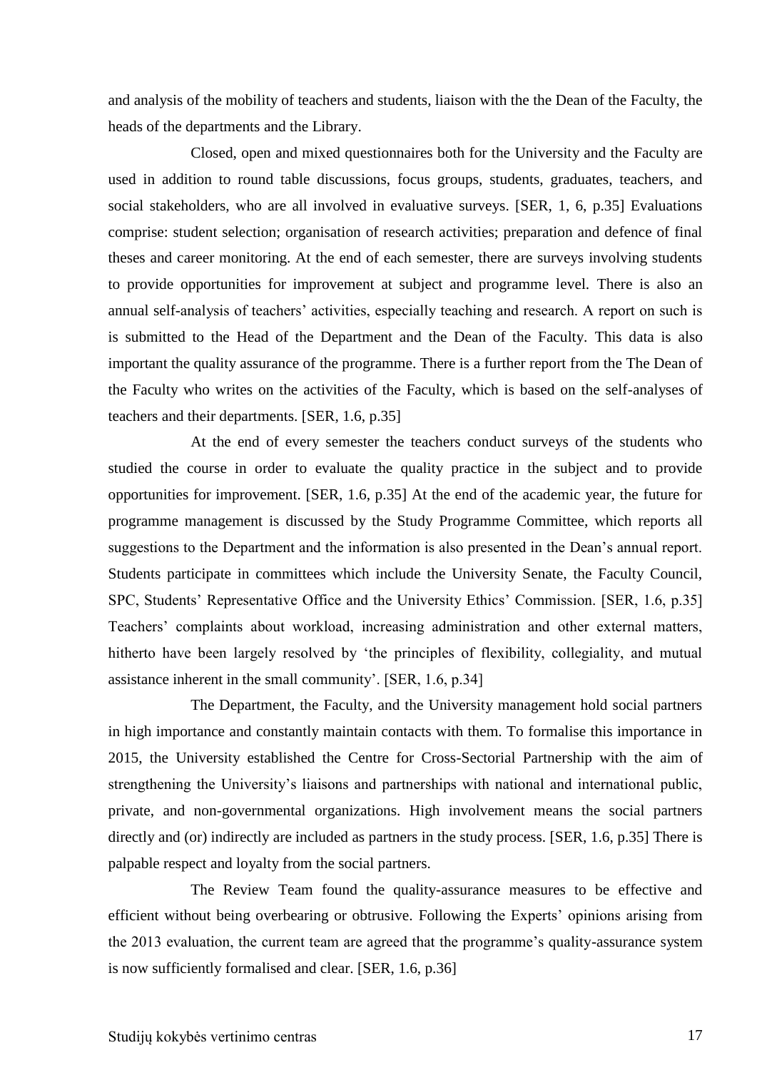and analysis of the mobility of teachers and students, liaison with the the Dean of the Faculty, the heads of the departments and the Library.

Closed, open and mixed questionnaires both for the University and the Faculty are used in addition to round table discussions, focus groups, students, graduates, teachers, and social stakeholders, who are all involved in evaluative surveys. [SER, 1, 6, p.35] Evaluations comprise: student selection; organisation of research activities; preparation and defence of final theses and career monitoring. At the end of each semester, there are surveys involving students to provide opportunities for improvement at subject and programme level. There is also an annual self-analysis of teachers' activities, especially teaching and research. A report on such is is submitted to the Head of the Department and the Dean of the Faculty. This data is also important the quality assurance of the programme. There is a further report from the The Dean of the Faculty who writes on the activities of the Faculty, which is based on the self-analyses of teachers and their departments. [SER, 1.6, p.35]

At the end of every semester the teachers conduct surveys of the students who studied the course in order to evaluate the quality practice in the subject and to provide opportunities for improvement. [SER, 1.6, p.35] At the end of the academic year, the future for programme management is discussed by the Study Programme Committee, which reports all suggestions to the Department and the information is also presented in the Dean's annual report. Students participate in committees which include the University Senate, the Faculty Council, SPC, Students' Representative Office and the University Ethics' Commission. [SER, 1.6, p.35] Teachers' complaints about workload, increasing administration and other external matters, hitherto have been largely resolved by 'the principles of flexibility, collegiality, and mutual assistance inherent in the small community'. [SER, 1.6, p.34]

The Department, the Faculty, and the University management hold social partners in high importance and constantly maintain contacts with them. To formalise this importance in 2015, the University established the Centre for Cross-Sectorial Partnership with the aim of strengthening the University's liaisons and partnerships with national and international public, private, and non-governmental organizations. High involvement means the social partners directly and (or) indirectly are included as partners in the study process. [SER, 1.6, p.35] There is palpable respect and loyalty from the social partners.

The Review Team found the quality-assurance measures to be effective and efficient without being overbearing or obtrusive. Following the Experts' opinions arising from the 2013 evaluation, the current team are agreed that the programme's quality-assurance system is now sufficiently formalised and clear. [SER, 1.6, p.36]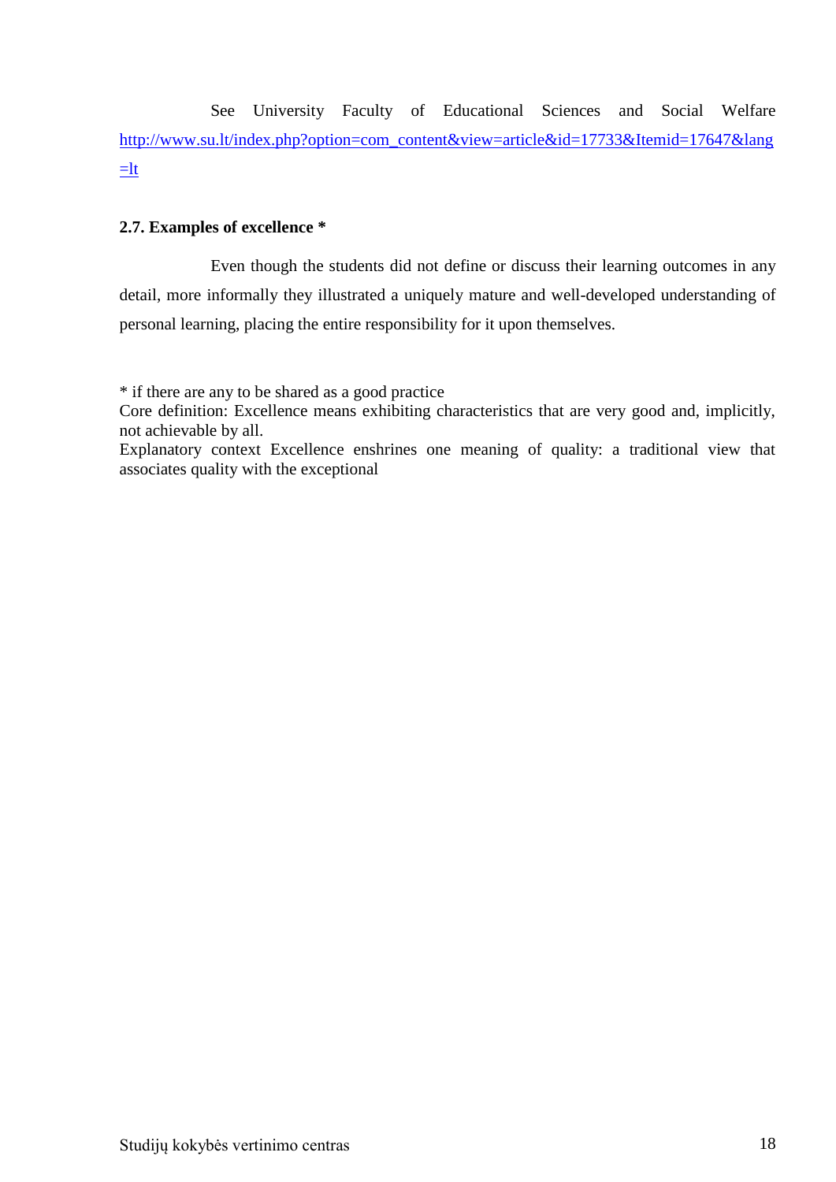See University Faculty of Educational Sciences and Social Welfare http://www.su.lt/index.php?option=com_content&view=article&id=17733&Itemid=17647&lang=lt

**2.7. Examples of excellence ***

Even though the students did not define or discuss their learning outcomes in any detail, more informally they illustrated a uniquely mature and well-developed understanding of personal learning, placing the entire responsibility for it upon themselves.

* if there are any to be shared as a good practice
Core definition: Excellence means exhibiting characteristics that are very good and, implicitly, not achievable by all.
Explanatory context Excellence enshrines one meaning of quality: a traditional view that associates quality with the exceptional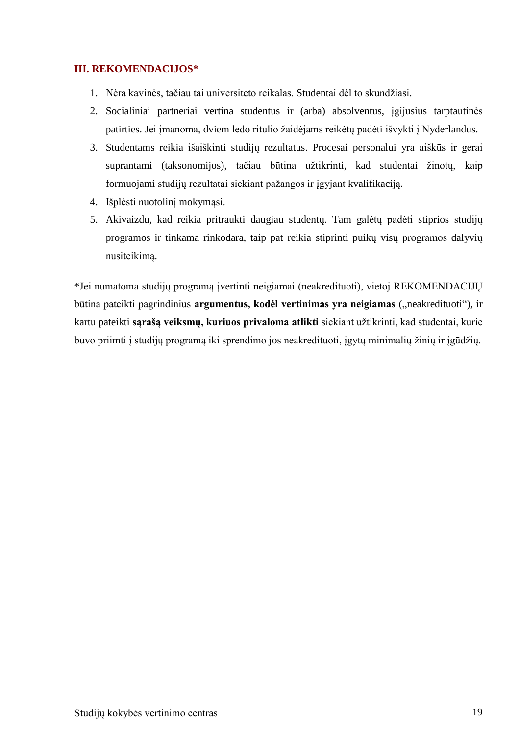## III. REKOMENDACIJOS*

1. Nėra kavinės, tačiau tai universiteto reikalas. Studentai dėl to skundžiasi.
2. Socialiniai partneriai vertina studentus ir (arba) absolventus, įgijusius tarptautinės patirties. Jei įmanoma, dviem ledo ritulio žaidėjams reikėtų padėti išvykti į Nyderlandus.
3. Studentams reikia išaiškinti studijų rezultatus. Procesai personalui yra aiškūs ir gerai suprantami (taksonomijos), tačiau būtina užtikrinti, kad studentai žinotų, kaip formuojami studijų rezultatai siekiant pažangos ir įgyjant kvalifikaciją.
4. Išplėsti nuotolinį mokymąsi.
5. Akivaizdu, kad reikia pritraukti daugiau studentų. Tam galėtų padėti stiprios studijų programos ir tinkama rinkodara, taip pat reikia stiprinti puikų visų programos dalyvių nusiteikimą.

*Jei numatoma studijų programą įvertinti neigiamai (neakredituoti), vietoj REKOMENDACIJŲ būtina pateikti pagrindinius **argumentus, kodėl vertinimas yra neigiamas** („neakredituoti“), ir kartu pateikti **sąrašą veiksmų, kuriuos privaloma atlikti** siekiant užtikrinti, kad studentai, kurie buvo priimti į studijų programą iki sprendimo jos neakredituoti, įgytų minimalių žinių ir įgūdžių.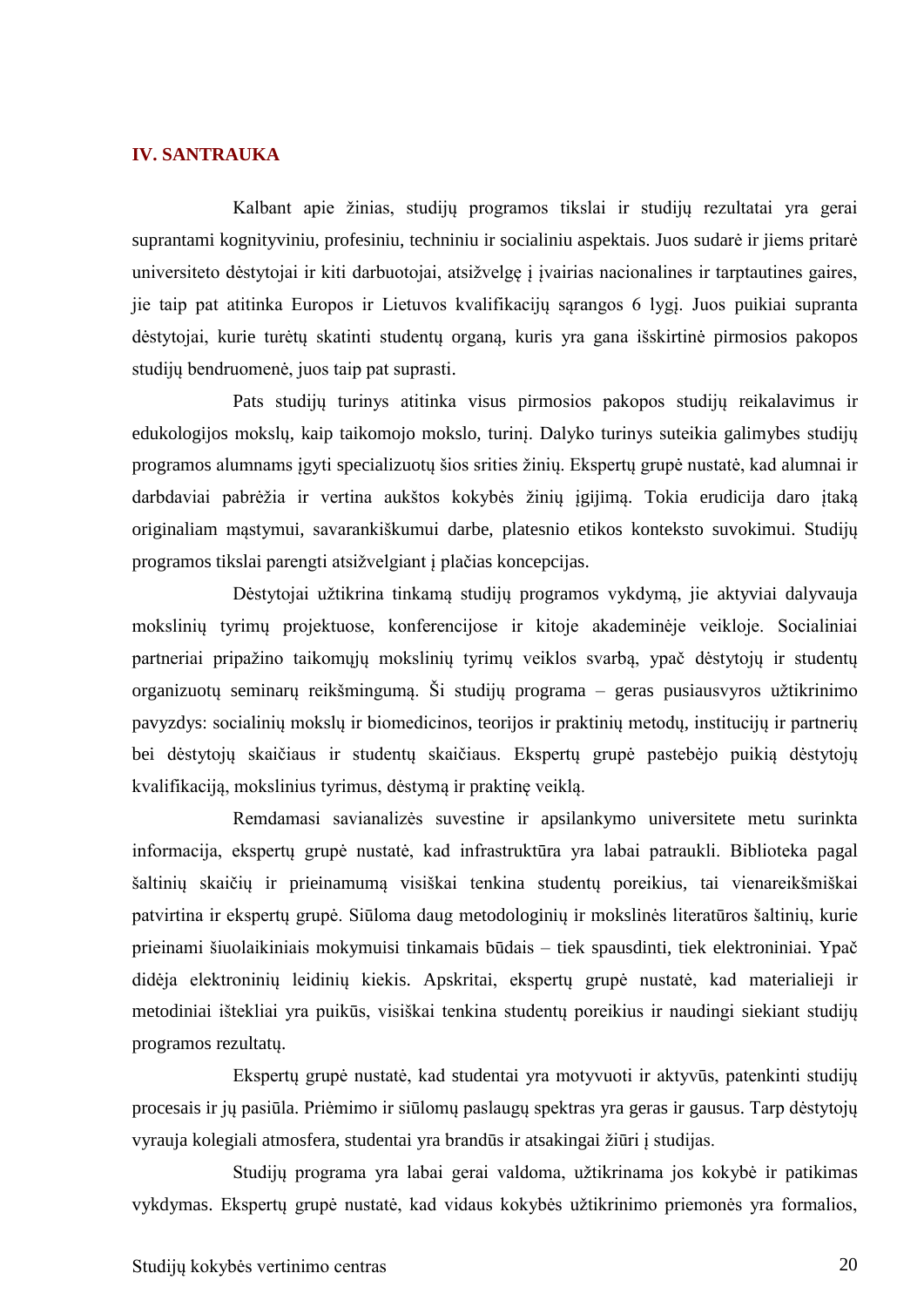## IV. SANTRAUKA

Kalbant apie žinias, studijų programos tikslai ir studijų rezultatai yra gerai suprantami kognityviniu, profesiniu, techniniu ir socialiniu aspektais. Juos sudarė ir jiems pritarė universiteto dėstytojai ir kiti darbuotojai, atsižvelgę į įvairias nacionalines ir tarptautines gaires, jie taip pat atitinka Europos ir Lietuvos kvalifikacijų sąrangos 6 lygį. Juos puikiai supranta dėstytojai, kurie turėtų skatinti studentų organą, kuris yra gana išskirtinė pirmosios pakopos studijų bendruomenė, juos taip pat suprasti.

Pats studijų turinys atitinka visus pirmosios pakopos studijų reikalavimus ir edukologijos mokslų, kaip taikomojo mokslo, turinį. Dalyko turinys suteikia galimybes studijų programos alumnams įgyti specializuotų šios srities žinių. Ekspertų grupė nustatė, kad alumnai ir darbdaviai pabrėžia ir vertina aukštos kokybės žinių įgijimą. Tokia erudicija daro įtaką originaliam mąstymui, savarankiškumui darbe, platesnio etikos konteksto suvokimui. Studijų programos tikslai parengti atsižvelgiant į plačias koncepcijas.

Dėstytojai užtikrina tinkamą studijų programos vykdymą, jie aktyviai dalyvauja mokslinių tyrimų projektuose, konferencijose ir kitoje akademinėje veikloje. Socialiniai partneriai pripažino taikomųjų mokslinių tyrimų veiklos svarbą, ypač dėstytojų ir studentų organizuotų seminarų reikšmingumą. Ši studijų programa – geras pusiausvyros užtikrinimo pavyzdys: socialinių mokslų ir biomedicinos, teorijos ir praktinių metodų, institucijų ir partnerių bei dėstytojų skaičiaus ir studentų skaičiaus. Ekspertų grupė pastebėjo puikią dėstytojų kvalifikaciją, mokslinius tyrimus, dėstymą ir praktinę veiklą.

Remdamasi savianalizės suvestine ir apsilankymo universitete metu surinkta informacija, ekspertų grupė nustatė, kad infrastruktūra yra labai patraukli. Biblioteka pagal šaltinių skaičių ir prieinamumą visiškai tenkina studentų poreikius, tai vienareikšmiškai patvirtina ir ekspertų grupė. Siūloma daug metodologinių ir mokslinės literatūros šaltinių, kurie prieinami šiuolaikiniais mokymuisi tinkamais būdais – tiek spausdinti, tiek elektroniniai. Ypač didėja elektroninių leidinių kiekis. Apskritai, ekspertų grupė nustatė, kad materialieji ir metodiniai ištekliai yra puikūs, visiškai tenkina studentų poreikius ir naudingi siekiant studijų programos rezultatų.

Ekspertų grupė nustatė, kad studentai yra motyvuoti ir aktyvūs, patenkinti studijų procesais ir jų pasiūla. Priėmimo ir siūlomų paslaugų spektras yra geras ir gausus. Tarp dėstytojų vyrauja kolegiali atmosfera, studentai yra brandūs ir atsakingai žiūri į studijas.

Studijų programa yra labai gerai valdoma, užtikrinama jos kokybė ir patikimas vykdymas. Ekspertų grupė nustatė, kad vidaus kokybės užtikrinimo priemonės yra formalios,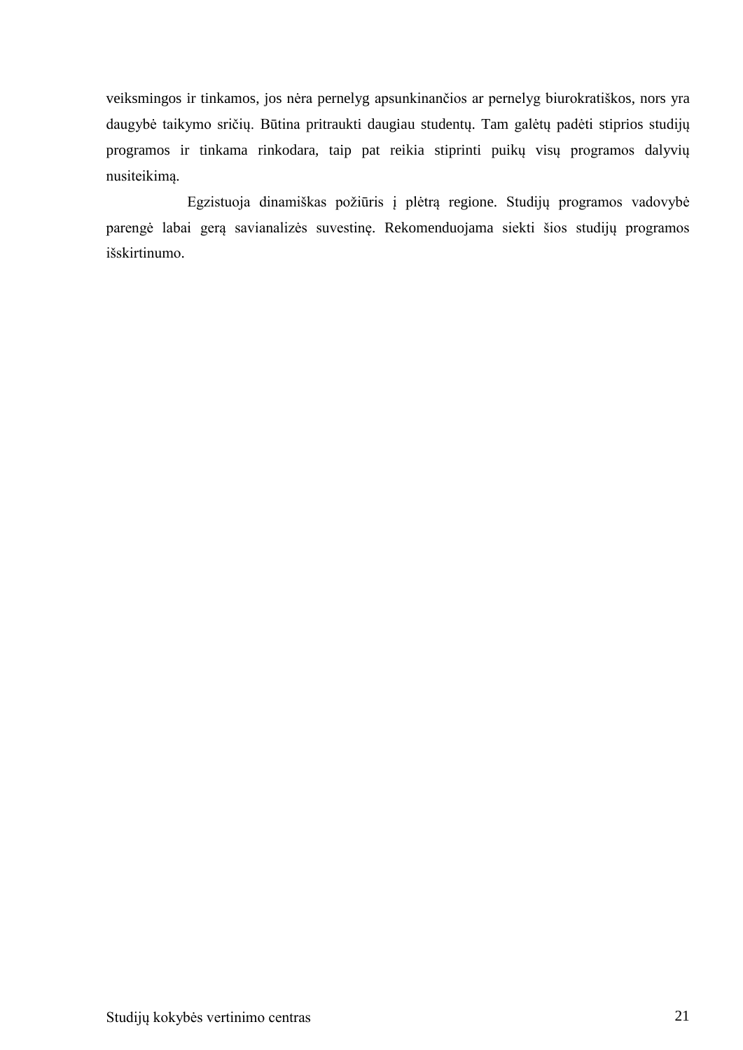veiksmingos ir tinkamos, jos nėra pernelyg apsunkinančios ar pernelyg biurokratiškos, nors yra daugybė taikymo sričių. Būtina pritraukti daugiau studentų. Tam galėtų padėti stiprios studijų programos ir tinkama rinkodara, taip pat reikia stiprinti puikų visų programos dalyvių nusiteikimą.

Egzistuoja dinamiškas požiūris į plėtrą regione. Studijų programos vadovybė parengė labai gerą savianalizės suvestinę. Rekomenduojama siekti šios studijų programos išskirtinumo.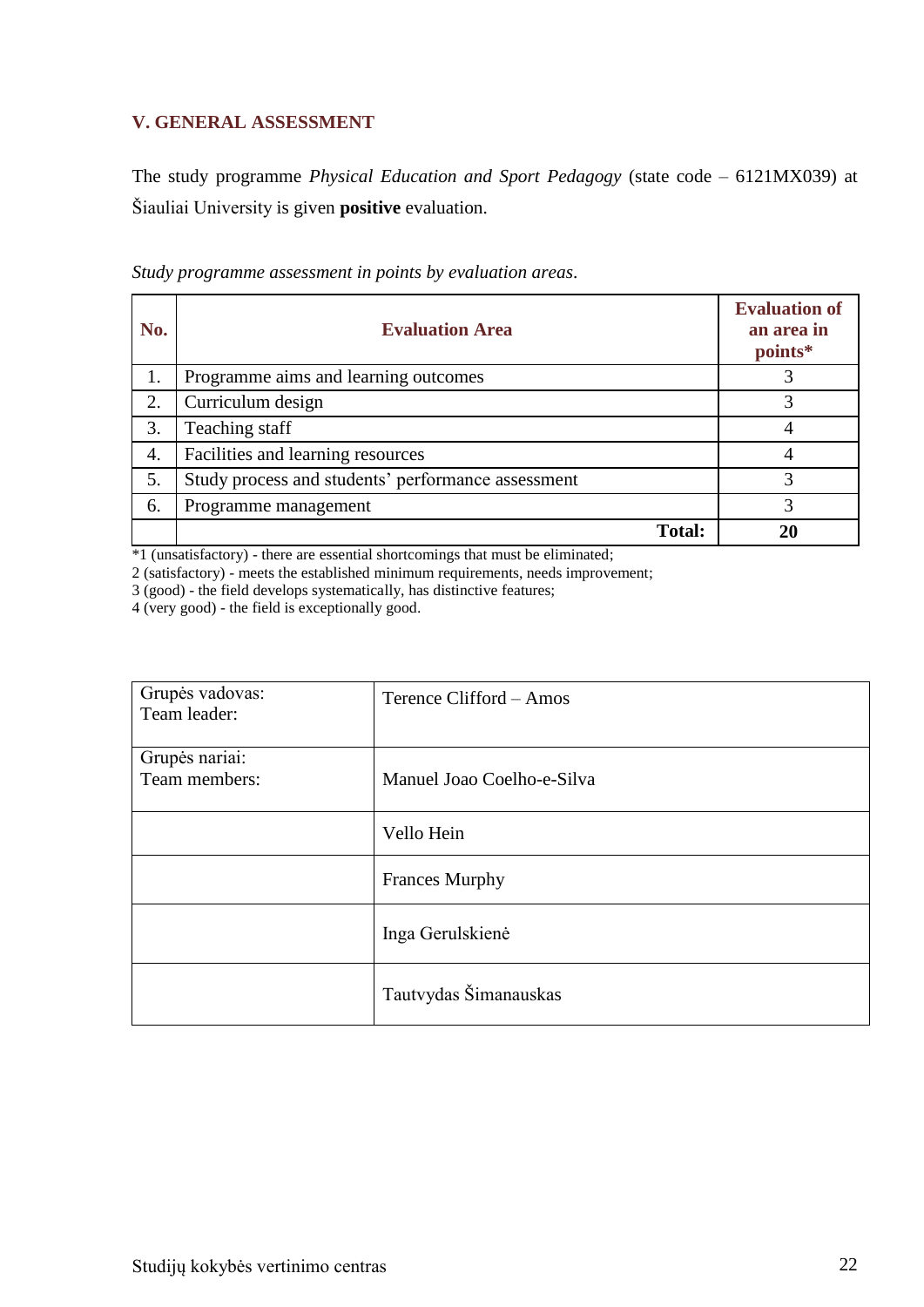## V. GENERAL ASSESSMENT

The study programme *Physical Education and Sport Pedagogy* (state code – 6121MX039) at Šiauliai University is given **positive** evaluation.

*Study programme assessment in points by evaluation areas*.

| No. | Evaluation Area | Evaluation of an area in points* |
|---|---|---|
| 1. | Programme aims and learning outcomes | 3 |
| 2. | Curriculum design | 3 |
| 3. | Teaching staff | 4 |
| 4. | Facilities and learning resources | 4 |
| 5. | Study process and students' performance assessment | 3 |
| 6. | Programme management | 3 |
| | **Total:** | **20** |

*1 (unsatisfactory) - there are essential shortcomings that must be eliminated;
2 (satisfactory) - meets the established minimum requirements, needs improvement;
3 (good) - the field develops systematically, has distinctive features;
4 (very good) - the field is exceptionally good.

| | |
|---|---|
| Grupės vadovas:<br>Team leader: | Terence Clifford – Amos |
| Grupės nariai:<br>Team members: | Manuel Joao Coelho-e-Silva |
| | Vello Hein |
| | Frances Murphy |
| | Inga Gerulskienė |
| | Tautvydas Šimanauskas |